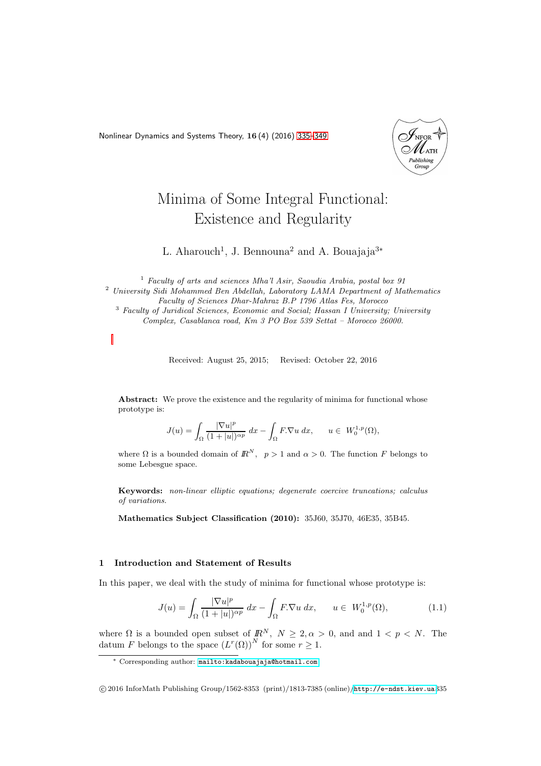# Minima of Some Integral Functional: Existence and Regularity

L. Aharouch[1], J. Bennouna[2] and A. Bouajaja[3*]

[1] *Faculty of arts and sciences Mha'l Asir, Saoudia Arabia, postal box 91*

[2] *University Sidi Mohammed Ben Abdellah, Laboratory LAMA Department of Mathematics Faculty of Sciences Dhar-Mahraz B.P 1796 Atlas Fes, Morocco*

[3] *Faculty of Juridical Sciences, Economic and Social; Hassan I University; University Complex, Casablanca road, Km 3 PO Box 539 Settat – Morocco 26000.*

Received: August 25, 2015; Revised: October 22, 2016

**Abstract:** We prove the existence and the regularity of minima for functional whose prototype is:

$$J(u) = \int_\Omega \frac{|\nabla u|^p}{(1+|u|)^{\alpha p}}\, dx - \int_\Omega F.\nabla u\, dx, \qquad u \in W_0^{1,p}(\Omega),$$

where $\Omega$ is a bounded domain of $I\!R^N$, $p > 1$ and $\alpha > 0$. The function $F$ belongs to some Lebesgue space.

**Keywords:** *non-linear elliptic equations; degenerate coercive truncations; calculus of variations.*

**Mathematics Subject Classification (2010):** 35J60, 35J70, 46E35, 35B45.

## 1 Introduction and Statement of Results

In this paper, we deal with the study of minima for functional whose prototype is:

$$J(u) = \int_\Omega \frac{|\nabla u|^p}{(1+|u|)^{\alpha p}}\, dx - \int_\Omega F.\nabla u\, dx, \qquad u \in W_0^{1,p}(\Omega), \tag{1.1}$$

where $\Omega$ is a bounded open subset of $I\!R^N$, $N \geq 2, \alpha > 0$, and and $1 < p < N$. The datum $F$ belongs to the space $(L^r(\Omega))^N$ for some $r \geq 1$.

* Corresponding author: mailto:kadabouajaja@hotmail.com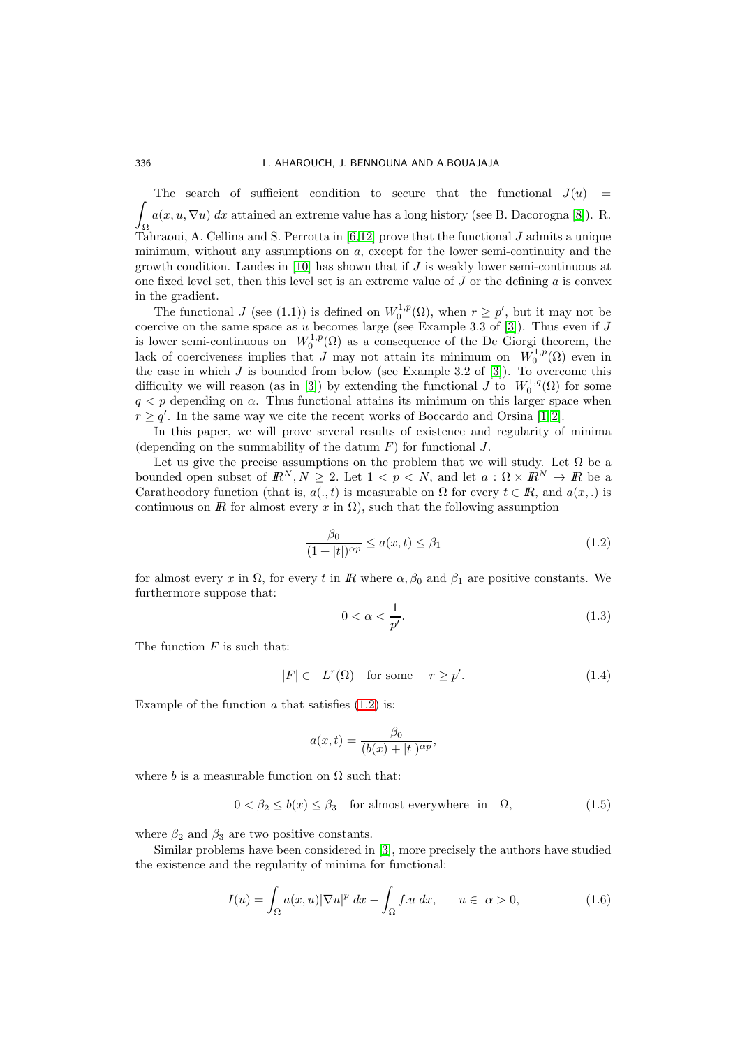The search of sufficient condition to secure that the functional $J(u) = \int_\Omega a(x,u,\nabla u)\,dx$ attained an extreme value has a long history (see B. Dacorogna [8]). R. Tahraoui, A. Cellina and S. Perrotta in [6,12] prove that the functional $J$ admits a unique minimum, without any assumptions on $a$, except for the lower semi-continuity and the growth condition. Landes in [10] has shown that if $J$ is weakly lower semi-continuous at one fixed level set, then this level set is an extreme value of $J$ or the defining $a$ is convex in the gradient.

The functional $J$ (see (1.1)) is defined on $W_0^{1,p}(\Omega)$, when $r \geq p'$, but it may not be coercive on the same space as $u$ becomes large (see Example 3.3 of [3]). Thus even if $J$ is lower semi-continuous on $W_0^{1,p}(\Omega)$ as a consequence of the De Giorgi theorem, the lack of coerciveness implies that $J$ may not attain its minimum on $W_0^{1,p}(\Omega)$ even in the case in which $J$ is bounded from below (see Example 3.2 of [3]). To overcome this difficulty we will reason (as in [3]) by extending the functional $J$ to $W_0^{1,q}(\Omega)$ for some $q < p$ depending on $\alpha$. Thus functional attains its minimum on this larger space when $r \geq q'$. In the same way we cite the recent works of Boccardo and Orsina [1,2].

In this paper, we will prove several results of existence and regularity of minima (depending on the summability of the datum $F$) for functional $J$.

Let us give the precise assumptions on the problem that we will study. Let $\Omega$ be a bounded open subset of $\mathbb{R}^N, N \geq 2$. Let $1 < p < N$, and let $a : \Omega \times \mathbb{R}^N \to \mathbb{R}$ be a Caratheodory function (that is, $a(.,t)$ is measurable on $\Omega$ for every $t \in \mathbb{R}$, and $a(x,.)$ is continuous on $\mathbb{R}$ for almost every $x$ in $\Omega$), such that the following assumption

$$\frac{\beta_0}{(1+|t|)^{\alpha p}} \leq a(x,t) \leq \beta_1 \tag{1.2}$$

for almost every $x$ in $\Omega$, for every $t$ in $\mathbb{R}$ where $\alpha, \beta_0$ and $\beta_1$ are positive constants. We furthermore suppose that:

$$0 < \alpha < \frac{1}{p'}. \tag{1.3}$$

The function $F$ is such that:

$$|F| \in \quad L^r(\Omega) \quad \text{for some} \quad r \geq p'. \tag{1.4}$$

Example of the function $a$ that satisfies (1.2) is:

$$a(x,t) = \frac{\beta_0}{(b(x)+|t|)^{\alpha p}},$$

where $b$ is a measurable function on $\Omega$ such that:

$$0 < \beta_2 \leq b(x) \leq \beta_3 \quad \text{for almost everywhere in} \quad \Omega, \tag{1.5}$$

where $\beta_2$ and $\beta_3$ are two positive constants.

Similar problems have been considered in [3], more precisely the authors have studied the existence and the regularity of minima for functional:

$$I(u) = \int_\Omega a(x,u)|\nabla u|^p\,dx - \int_\Omega f.u\,dx, \qquad u \in \;\alpha > 0, \tag{1.6}$$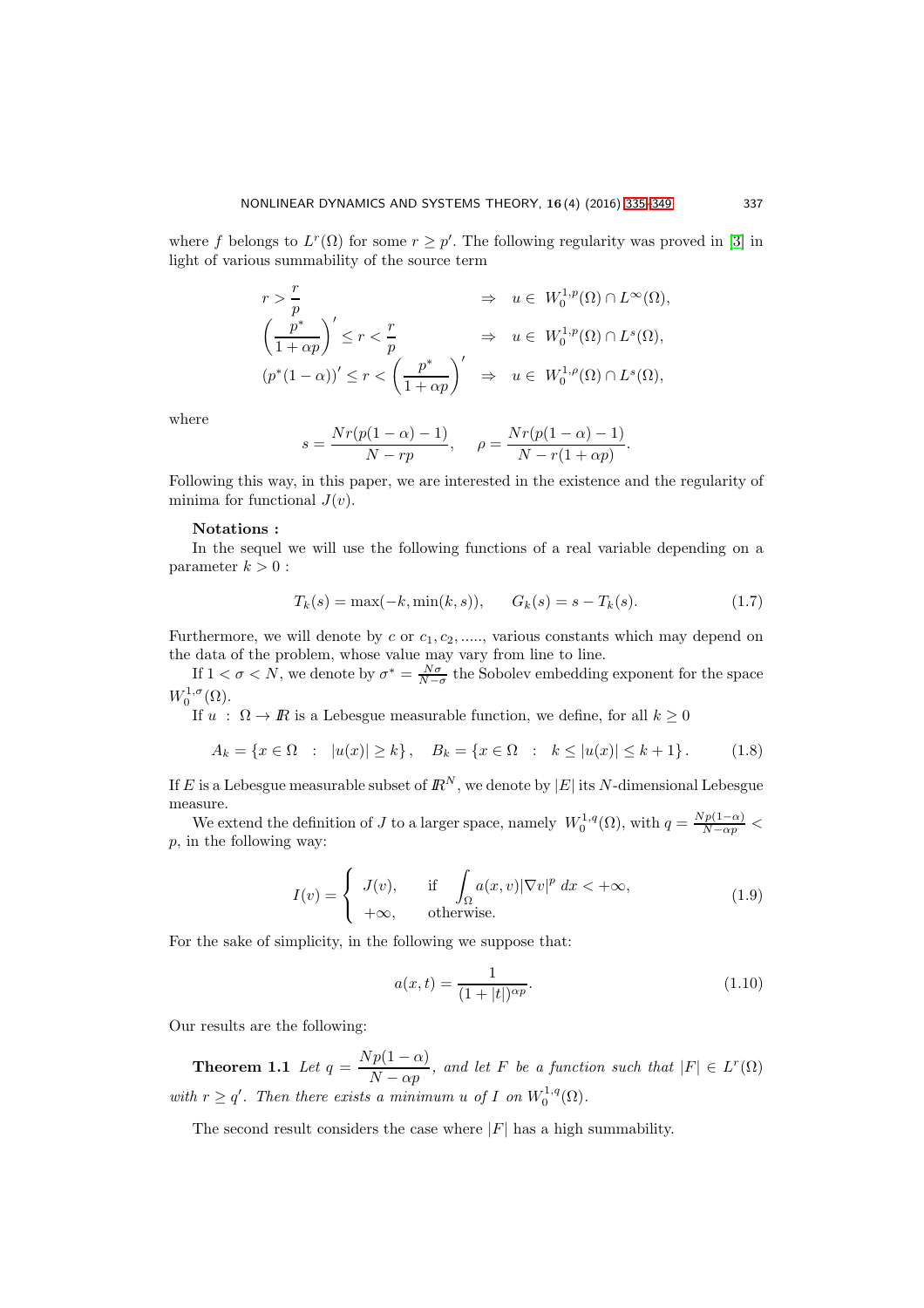where $f$ belongs to $L^r(\Omega)$ for some $r \geq p'$. The following regularity was proved in [3] in light of various summability of the source term

$$
\begin{aligned}
r > \frac{r}{p} \qquad\qquad\qquad\qquad\qquad &\Rightarrow \quad u \in W_0^{1,p}(\Omega) \cap L^\infty(\Omega), \\
\left(\frac{p^*}{1+\alpha p}\right)' \leq r < \frac{r}{p} \qquad\qquad &\Rightarrow \quad u \in W_0^{1,p}(\Omega) \cap L^s(\Omega), \\
(p^*(1-\alpha))' \leq r < \left(\frac{p^*}{1+\alpha p}\right)' \quad &\Rightarrow \quad u \in W_0^{1,\rho}(\Omega) \cap L^s(\Omega),
\end{aligned}
$$

where

$$
s = \frac{Nr(p(1-\alpha)-1)}{N-rp}, \qquad \rho = \frac{Nr(p(1-\alpha)-1)}{N-r(1+\alpha p)}.
$$

Following this way, in this paper, we are interested in the existence and the regularity of minima for functional $J(v)$.

**Notations :**

In the sequel we will use the following functions of a real variable depending on a parameter $k > 0$ :

$$
T_k(s) = \max(-k, \min(k, s)), \qquad G_k(s) = s - T_k(s). \tag{1.7}
$$

Furthermore, we will denote by $c$ or $c_1, c_2, .....$, various constants which may depend on the data of the problem, whose value may vary from line to line.

If $1 < \sigma < N$, we denote by $\sigma^* = \frac{N\sigma}{N-\sigma}$ the Sobolev embedding exponent for the space $W_0^{1,\sigma}(\Omega)$.

If $u \ : \ \Omega \to I\!R$ is a Lebesgue measurable function, we define, for all $k \geq 0$

$$
A_k = \{x \in \Omega \ \ : \ \ |u(x)| \geq k\}, \quad B_k = \{x \in \Omega \ \ : \ \ k \leq |u(x)| \leq k+1\}. \tag{1.8}
$$

If $E$ is a Lebesgue measurable subset of $I\!R^N$, we denote by $|E|$ its $N$-dimensional Lebesgue measure.

We extend the definition of $J$ to a larger space, namely $W_0^{1,q}(\Omega)$, with $q = \frac{Np(1-\alpha)}{N-\alpha p} < p$, in the following way:

$$
I(v) = \begin{cases} J(v), & \text{if } \displaystyle\int_\Omega a(x,v)|\nabla v|^p \, dx < +\infty, \\ +\infty, & \text{otherwise.} \end{cases} \tag{1.9}
$$

For the sake of simplicity, in the following we suppose that:

$$
a(x,t) = \frac{1}{(1+|t|)^{\alpha p}}. \tag{1.10}
$$

Our results are the following:

**Theorem 1.1** *Let $q = \dfrac{Np(1-\alpha)}{N-\alpha p}$, and let $F$ be a function such that $|F| \in L^r(\Omega)$ with $r \geq q'$. Then there exists a minimum $u$ of $I$ on $W_0^{1,q}(\Omega)$.*

The second result considers the case where $|F|$ has a high summability.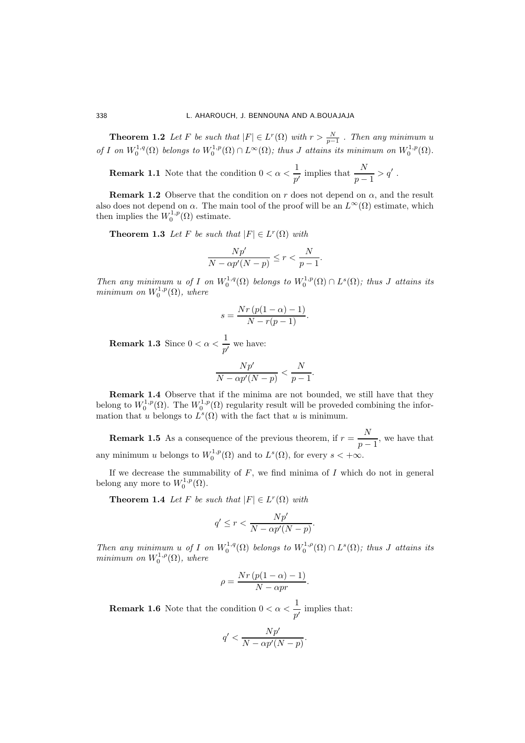**Theorem 1.2** *Let $F$ be such that $|F| \in L^r(\Omega)$ with $r > \frac{N}{p-1}$ . Then any minimum $u$ of $I$ on $W_0^{1,q}(\Omega)$ belongs to $W_0^{1,p}(\Omega) \cap L^\infty(\Omega)$; thus $J$ attains its minimum on $W_0^{1,p}(\Omega)$.*

**Remark 1.1** Note that the condition $0 < \alpha < \dfrac{1}{p'}$ implies that $\dfrac{N}{p-1} > q'$ .

**Remark 1.2** Observe that the condition on $r$ does not depend on $\alpha$, and the result also does not depend on $\alpha$. The main tool of the proof will be an $L^\infty(\Omega)$ estimate, which then implies the $W_0^{1,p}(\Omega)$ estimate.

**Theorem 1.3** *Let $F$ be such that $|F| \in L^r(\Omega)$ with*

$$\frac{Np'}{N - \alpha p'(N-p)} \leq r < \frac{N}{p-1}.$$

*Then any minimum $u$ of $I$ on $W_0^{1,q}(\Omega)$ belongs to $W_0^{1,p}(\Omega) \cap L^s(\Omega)$; thus $J$ attains its minimum on $W_0^{1,p}(\Omega)$, where*

$$s = \frac{Nr\,(p(1-\alpha)-1)}{N - r(p-1)}.$$

**Remark 1.3** Since $0 < \alpha < \dfrac{1}{p'}$ we have:

$$\frac{Np'}{N - \alpha p'(N-p)} < \frac{N}{p-1}.$$

**Remark 1.4** Observe that if the minima are not bounded, we still have that they belong to $W_0^{1,p}(\Omega)$. The $W_0^{1,p}(\Omega)$ regularity result will be proveded combining the information that $u$ belongs to $L^s(\Omega)$ with the fact that $u$ is minimum.

**Remark 1.5** As a consequence of the previous theorem, if $r = \dfrac{N}{p-1}$, we have that any minimum $u$ belongs to $W_0^{1,p}(\Omega)$ and to $L^s(\Omega)$, for every $s < +\infty$.

If we decrease the summability of $F$, we find minima of $I$ which do not in general belong any more to $W_0^{1,p}(\Omega)$.

**Theorem 1.4** *Let $F$ be such that $|F| \in L^r(\Omega)$ with*

$$q' \leq r < \frac{Np'}{N - \alpha p'(N-p)}.$$

*Then any minimum $u$ of $I$ on $W_0^{1,q}(\Omega)$ belongs to $W_0^{1,\rho}(\Omega) \cap L^s(\Omega)$; thus $J$ attains its minimum on $W_0^{1,\rho}(\Omega)$, where*

$$\rho = \frac{Nr\,(p(1-\alpha)-1)}{N - \alpha pr}.$$

**Remark 1.6** Note that the condition $0 < \alpha < \dfrac{1}{p'}$ implies that:

$$q' < \frac{Np'}{N - \alpha p'(N-p)}.$$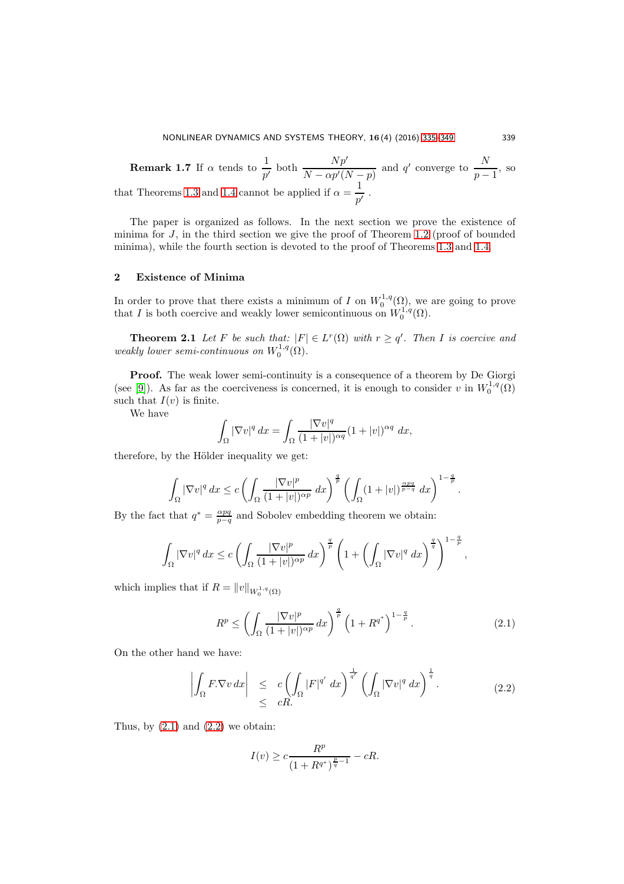**Remark 1.7** If $\alpha$ tends to $\dfrac{1}{p'}$ both $\dfrac{Np'}{N-\alpha p'(N-p)}$ and $q'$ converge to $\dfrac{N}{p-1}$, so that Theorems 1.3 and 1.4 cannot be applied if $\alpha = \dfrac{1}{p'}$.

The paper is organized as follows. In the next section we prove the existence of minima for $J$, in the third section we give the proof of Theorem 1.2 (proof of bounded minima), while the fourth section is devoted to the proof of Theorems 1.3 and 1.4.

## 2 Existence of Minima

In order to prove that there exists a minimum of $I$ on $W_0^{1,q}(\Omega)$, we are going to prove that $I$ is both coercive and weakly lower semicontinuous on $W_0^{1,q}(\Omega)$.

**Theorem 2.1** *Let $F$ be such that: $|F| \in L^r(\Omega)$ with $r \geq q'$. Then $I$ is coercive and weakly lower semi-continuous on $W_0^{1,q}(\Omega)$.*

**Proof.** The weak lower semi-continuity is a consequence of a theorem by De Giorgi (see [9]). As far as the coerciveness is concerned, it is enough to consider $v$ in $W_0^{1,q}(\Omega)$ such that $I(v)$ is finite.

We have

$$\int_\Omega |\nabla v|^q \, dx = \int_\Omega \frac{|\nabla v|^q}{(1+|v|)^{\alpha q}} (1+|v|)^{\alpha q} \, dx,$$

therefore, by the Hölder inequality we get:

$$\int_\Omega |\nabla v|^q \, dx \leq c \left( \int_\Omega \frac{|\nabla v|^p}{(1+|v|)^{\alpha p}} \, dx \right)^{\frac{q}{p}} \left( \int_\Omega (1+|v|)^{\frac{\alpha p q}{p-q}} \, dx \right)^{1-\frac{q}{p}}.$$

By the fact that $q^* = \frac{\alpha p q}{p-q}$ and Sobolev embedding theorem we obtain:

$$\int_\Omega |\nabla v|^q \, dx \leq c \left( \int_\Omega \frac{|\nabla v|^p}{(1+|v|)^{\alpha p}} \, dx \right)^{\frac{q}{p}} \left( 1 + \left( \int_\Omega |\nabla v|^q \, dx \right)^{\frac{q}{q}} \right)^{1-\frac{q}{p}},$$

which implies that if $R = \|v\|_{W_0^{1,q}(\Omega)}$

$$R^p \leq \left( \int_\Omega \frac{|\nabla v|^p}{(1+|v|)^{\alpha p}} \, dx \right)^{\frac{q}{p}} \left( 1 + R^{q^*} \right)^{1-\frac{q}{p}}. \tag{2.1}$$

On the other hand we have:

$$\begin{aligned} \left| \int_\Omega F.\nabla v \, dx \right| &\leq c \left( \int_\Omega |F|^{q'} \, dx \right)^{\frac{1}{q'}} \left( \int_\Omega |\nabla v|^q \, dx \right)^{\frac{1}{q}}. \\ &\leq cR. \end{aligned} \tag{2.2}$$

Thus, by (2.1) and (2.2) we obtain:

$$I(v) \geq c \frac{R^p}{(1+R^{q^*})^{\frac{p}{q}-1}} - cR.$$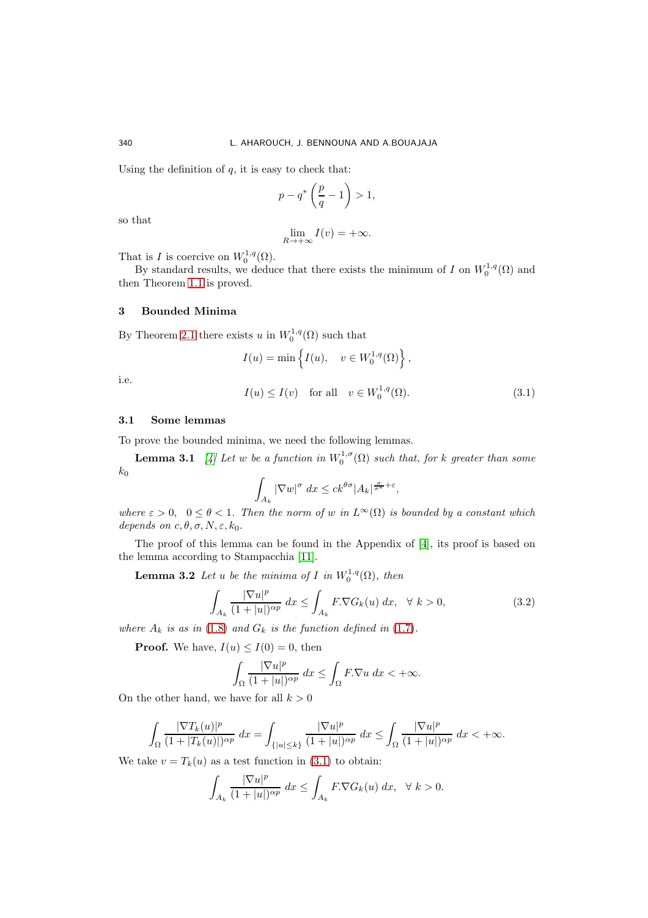Using the definition of $q$, it is easy to check that:

$$p - q^* \left( \frac{p}{q} - 1 \right) > 1,$$

so that

$$\lim_{R \to +\infty} I(v) = +\infty.$$

That is $I$ is coercive on $W_0^{1,q}(\Omega)$.

By standard results, we deduce that there exists the minimum of $I$ on $W_0^{1,q}(\Omega)$ and then Theorem 1.1 is proved.

## 3 Bounded Minima

By Theorem 2.1 there exists $u$ in $W_0^{1,q}(\Omega)$ such that

$$I(u) = \min \left\{ I(u), \quad v \in W_0^{1,q}(\Omega) \right\},$$

i.e.

$$I(u) \leq I(v) \quad \text{for all} \quad v \in W_0^{1,q}(\Omega). \tag{3.1}$$

### 3.1 Some lemmas

To prove the bounded minima, we need the following lemmas.

**Lemma 3.1** [4] *Let $w$ be a function in $W_0^{1,\sigma}(\Omega)$ such that, for $k$ greater than some $k_0$*

$$\int_{A_k} |\nabla w|^\sigma \, dx \leq c k^{\theta \sigma} |A_k|^{\frac{\sigma}{\sigma^*} + \varepsilon},$$

*where $\varepsilon > 0$, $0 \leq \theta < 1$. Then the norm of $w$ in $L^\infty(\Omega)$ is bounded by a constant which depends on $c, \theta, \sigma, N, \varepsilon, k_0$.*

The proof of this lemma can be found in the Appendix of [4], its proof is based on the lemma according to Stampacchia [11].

**Lemma 3.2** *Let $u$ be the minima of $I$ in $W_0^{1,q}(\Omega)$, then*

$$\int_{A_k} \frac{|\nabla u|^p}{(1 + |u|)^{\alpha p}} \, dx \leq \int_{A_k} F.\nabla G_k(u) \, dx, \quad \forall \ k > 0, \tag{3.2}$$

*where $A_k$ is as in (1.8) and $G_k$ is the function defined in (1.7).*

**Proof.** We have, $I(u) \leq I(0) = 0$, then

$$\int_\Omega \frac{|\nabla u|^p}{(1 + |u|)^{\alpha p}} \, dx \leq \int_\Omega F.\nabla u \, dx < +\infty.$$

On the other hand, we have for all $k > 0$

$$\int_\Omega \frac{|\nabla T_k(u)|^p}{(1 + |T_k(u)|)^{\alpha p}} \, dx = \int_{\{|u| \leq k\}} \frac{|\nabla u|^p}{(1 + |u|)^{\alpha p}} \, dx \leq \int_\Omega \frac{|\nabla u|^p}{(1 + |u|)^{\alpha p}} \, dx < +\infty.$$

We take $v = T_k(u)$ as a test function in (3.1) to obtain:

$$\int_{A_k} \frac{|\nabla u|^p}{(1 + |u|)^{\alpha p}} \, dx \leq \int_{A_k} F.\nabla G_k(u) \, dx, \quad \forall \ k > 0.$$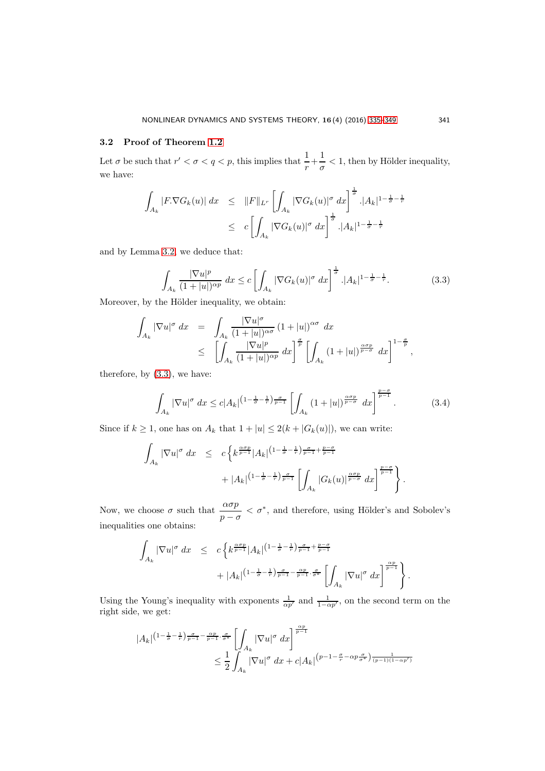### 3.2 Proof of Theorem 1.2

Let $\sigma$ be such that $r' < \sigma < q < p$, this implies that $\dfrac{1}{r}+\dfrac{1}{\sigma} < 1$, then by Hölder inequality, we have:

$$
\begin{aligned}
\int_{A_k} |F.\nabla G_k(u)| \, dx &\leq \|F\|_{L^r} \left[\int_{A_k} |\nabla G_k(u)|^{\sigma} \, dx\right]^{\frac{1}{\sigma}} .|A_k|^{1-\frac{1}{\sigma}-\frac{1}{r}} \\
&\leq c \left[\int_{A_k} |\nabla G_k(u)|^{\sigma} \, dx\right]^{\frac{1}{\sigma}} .|A_k|^{1-\frac{1}{\sigma}-\frac{1}{r}}
\end{aligned}
$$

and by Lemma 3.2, we deduce that:

$$
\int_{A_k} \frac{|\nabla u|^p}{(1+|u|)^{\alpha p}} \, dx \leq c \left[\int_{A_k} |\nabla G_k(u)|^{\sigma} \, dx\right]^{\frac{1}{\sigma}} .|A_k|^{1-\frac{1}{\sigma}-\frac{1}{r}}. \tag{3.3}
$$

Moreover, by the Hölder inequality, we obtain:

$$
\begin{aligned}
\int_{A_k} |\nabla u|^{\sigma} \, dx &= \int_{A_k} \frac{|\nabla u|^{\sigma}}{(1+|u|)^{\alpha\sigma}} (1+|u|)^{\alpha\sigma} \, dx \\
&\leq \left[\int_{A_k} \frac{|\nabla u|^p}{(1+|u|)^{\alpha p}} \, dx\right]^{\frac{\sigma}{p}} \left[\int_{A_k} (1+|u|)^{\frac{\alpha\sigma p}{p-\sigma}} \, dx\right]^{1-\frac{\sigma}{p}},
\end{aligned}
$$

therefore, by (3.3), we have:

$$
\int_{A_k} |\nabla u|^{\sigma} \, dx \leq c |A_k|^{\left(1-\frac{1}{\sigma}-\frac{1}{r}\right)\frac{\sigma}{p-1}} \left[\int_{A_k} (1+|u|)^{\frac{\alpha\sigma p}{p-\sigma}} \, dx\right]^{\frac{p-\sigma}{p-1}}. \tag{3.4}
$$

Since if $k \geq 1$, one has on $A_k$ that $1+|u| \leq 2(k+|G_k(u)|)$, we can write:

$$
\begin{aligned}
\int_{A_k} |\nabla u|^{\sigma} \, dx \leq\; & c \Big\{ k^{\frac{\alpha\sigma p}{p-1}} |A_k|^{\left(1-\frac{1}{\sigma}-\frac{1}{r}\right)\frac{\sigma}{p-1}+\frac{p-\sigma}{p-1}} \\
& + |A_k|^{\left(1-\frac{1}{\sigma}-\frac{1}{r}\right)\frac{\sigma}{p-1}} \left[\int_{A_k} |G_k(u)|^{\frac{\alpha\sigma p}{p-\sigma}} \, dx\right]^{\frac{p-\sigma}{p-1}} \Big\}.
\end{aligned}
$$

Now, we choose $\sigma$ such that $\dfrac{\alpha\sigma p}{p-\sigma} < \sigma^*$, and therefore, using Hölder's and Sobolev's inequalities one obtains:

$$
\begin{aligned}
\int_{A_k} |\nabla u|^{\sigma} \, dx \leq\; & c \Big\{ k^{\frac{\alpha\sigma p}{p-1}} |A_k|^{\left(1-\frac{1}{\sigma}-\frac{1}{r}\right)\frac{\sigma}{p-1}+\frac{p-\sigma}{p-1}} \\
& + |A_k|^{\left(1-\frac{1}{\sigma}-\frac{1}{r}\right)\frac{\sigma}{p-1}-\frac{\alpha p}{p-1}\cdot\frac{\sigma}{\sigma^*}} \left[\int_{A_k} |\nabla u|^{\sigma} \, dx\right]^{\frac{\alpha p}{p-1}} \Big\}.
\end{aligned}
$$

Using the Young's inequality with exponents $\frac{1}{\alpha p'}$ and $\frac{1}{1-\alpha p'}$, on the second term on the right side, we get:

$$
\begin{aligned}
& |A_k|^{\left(1-\frac{1}{\sigma}-\frac{1}{r}\right)\frac{\sigma}{p-1}-\frac{\alpha p}{p-1}\cdot\frac{\sigma}{\sigma^*}} \left[\int_{A_k} |\nabla u|^{\sigma} \, dx\right]^{\frac{\alpha p}{p-1}} \\
& \qquad \leq \frac{1}{2}\int_{A_k} |\nabla u|^{\sigma} \, dx + c|A_k|^{\left(p-1-\frac{\sigma}{r}-\alpha p\frac{\sigma}{\sigma^*}\right)\frac{1}{(p-1)(1-\alpha p')}}
\end{aligned}
$$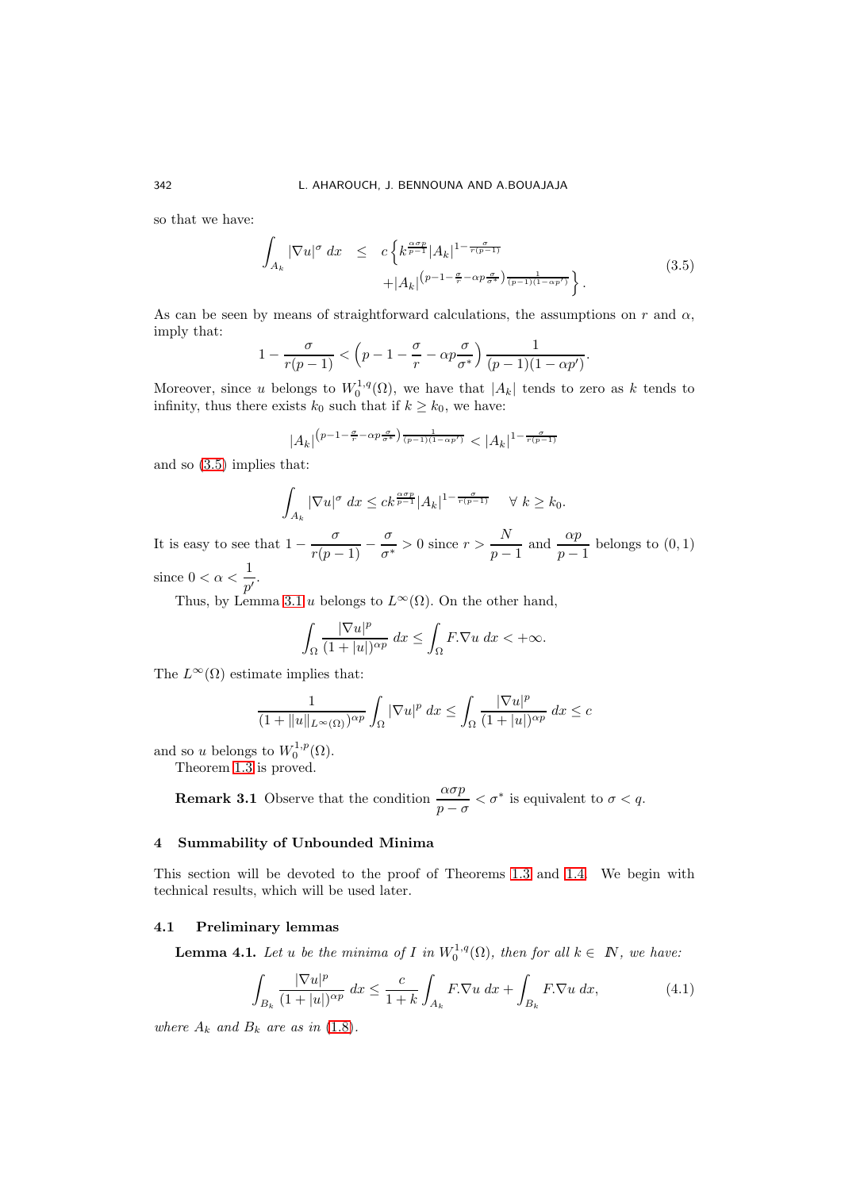so that we have:

$$
\int_{A_k} |\nabla u|^\sigma \, dx \leq c\left\{ k^{\frac{\alpha\sigma p}{p-1}} |A_k|^{1-\frac{\sigma}{r(p-1)}} + |A_k|^{\left(p-1-\frac{\sigma}{r}-\alpha p\frac{\sigma}{\sigma^*}\right)\frac{1}{(p-1)(1-\alpha p')}} \right\}. \tag{3.5}
$$

As can be seen by means of straightforward calculations, the assumptions on $r$ and $\alpha$, imply that:

$$
1-\frac{\sigma}{r(p-1)} < \left(p-1-\frac{\sigma}{r}-\alpha p\frac{\sigma}{\sigma^*}\right)\frac{1}{(p-1)(1-\alpha p')}.
$$

Moreover, since $u$ belongs to $W_0^{1,q}(\Omega)$, we have that $|A_k|$ tends to zero as $k$ tends to infinity, thus there exists $k_0$ such that if $k \geq k_0$, we have:

$$
|A_k|^{\left(p-1-\frac{\sigma}{r}-\alpha p\frac{\sigma}{\sigma^*}\right)\frac{1}{(p-1)(1-\alpha p')}} < |A_k|^{1-\frac{\sigma}{r(p-1)}}
$$

and so (3.5) implies that:

$$
\int_{A_k} |\nabla u|^\sigma \, dx \leq c k^{\frac{\alpha\sigma p}{p-1}} |A_k|^{1-\frac{\sigma}{r(p-1)}} \quad \forall\ k \geq k_0.
$$

It is easy to see that $1-\dfrac{\sigma}{r(p-1)}-\dfrac{\sigma}{\sigma^*} > 0$ since $r > \dfrac{N}{p-1}$ and $\dfrac{\alpha p}{p-1}$ belongs to $(0,1)$ since $0 < \alpha < \dfrac{1}{p'}$.

Thus, by Lemma 3.1 $u$ belongs to $L^\infty(\Omega)$. On the other hand,

$$
\int_\Omega \frac{|\nabla u|^p}{(1+|u|)^{\alpha p}} \, dx \leq \int_\Omega F.\nabla u \, dx < +\infty.
$$

The $L^\infty(\Omega)$ estimate implies that:

$$
\frac{1}{(1+\|u\|_{L^\infty(\Omega)})^{\alpha p}} \int_\Omega |\nabla u|^p \, dx \leq \int_\Omega \frac{|\nabla u|^p}{(1+|u|)^{\alpha p}} \, dx \leq c
$$

and so $u$ belongs to $W_0^{1,p}(\Omega)$.

Theorem 1.3 is proved.

**Remark 3.1** Observe that the condition $\dfrac{\alpha\sigma p}{p-\sigma} < \sigma^*$ is equivalent to $\sigma < q$.

## 4 Summability of Unbounded Minima

This section will be devoted to the proof of Theorems 1.3 and 1.4. We begin with technical results, which will be used later.

### 4.1 Preliminary lemmas

**Lemma 4.1.** *Let $u$ be the minima of $I$ in $W_0^{1,q}(\Omega)$, then for all $k \in \mathbb{N}$, we have:*

$$
\int_{B_k} \frac{|\nabla u|^p}{(1+|u|)^{\alpha p}} \, dx \leq \frac{c}{1+k} \int_{A_k} F.\nabla u \, dx + \int_{B_k} F.\nabla u \, dx, \tag{4.1}
$$

*where $A_k$ and $B_k$ are as in (1.8).*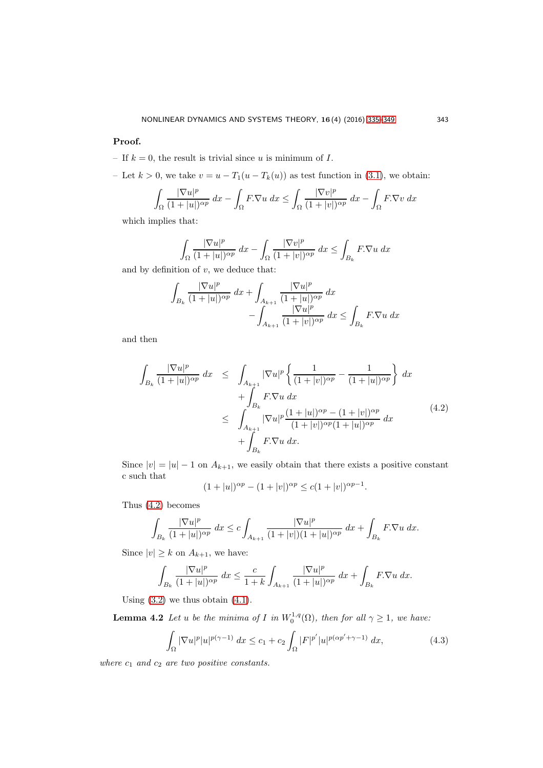**Proof.**

– If $k = 0$, the result is trivial since $u$ is minimum of $I$.

– Let $k > 0$, we take $v = u - T_1(u - T_k(u))$ as test function in (3.1), we obtain:

$$\int_\Omega \frac{|\nabla u|^p}{(1+|u|)^{\alpha p}}\,dx - \int_\Omega F.\nabla u\,dx \le \int_\Omega \frac{|\nabla v|^p}{(1+|v|)^{\alpha p}}\,dx - \int_\Omega F.\nabla v\,dx$$

which implies that:

$$\int_\Omega \frac{|\nabla u|^p}{(1+|u|)^{\alpha p}}\,dx - \int_\Omega \frac{|\nabla v|^p}{(1+|v|)^{\alpha p}}\,dx \le \int_{B_k} F.\nabla u\,dx$$

and by definition of $v$, we deduce that:

$$\int_{B_k} \frac{|\nabla u|^p}{(1+|u|)^{\alpha p}}\,dx + \int_{A_{k+1}} \frac{|\nabla u|^p}{(1+|u|)^{\alpha p}}\,dx - \int_{A_{k+1}} \frac{|\nabla u|^p}{(1+|v|)^{\alpha p}}\,dx \le \int_{B_k} F.\nabla u\,dx$$

and then

$$\begin{aligned}
\int_{B_k} \frac{|\nabla u|^p}{(1+|u|)^{\alpha p}}\,dx &\le \int_{A_{k+1}} |\nabla u|^p \left\{ \frac{1}{(1+|v|)^{\alpha p}} - \frac{1}{(1+|u|)^{\alpha p}} \right\}\,dx \\
&\quad + \int_{B_k} F.\nabla u\,dx \\
&\le \int_{A_{k+1}} |\nabla u|^p \frac{(1+|u|)^{\alpha p} - (1+|v|)^{\alpha p}}{(1+|v|)^{\alpha p}(1+|u|)^{\alpha p}}\,dx \\
&\quad + \int_{B_k} F.\nabla u\,dx.
\end{aligned} \tag{4.2}$$

Since $|v| = |u| - 1$ on $A_{k+1}$, we easily obtain that there exists a positive constant c such that

$$(1+|u|)^{\alpha p} - (1+|v|)^{\alpha p} \le c(1+|v|)^{\alpha p - 1}.$$

Thus (4.2) becomes

$$\int_{B_k} \frac{|\nabla u|^p}{(1+|u|)^{\alpha p}}\,dx \le c \int_{A_{k+1}} \frac{|\nabla u|^p}{(1+|v|)(1+|u|)^{\alpha p}}\,dx + \int_{B_k} F.\nabla u\,dx.$$

Since $|v| \ge k$ on $A_{k+1}$, we have:

$$\int_{B_k} \frac{|\nabla u|^p}{(1+|u|)^{\alpha p}}\,dx \le \frac{c}{1+k} \int_{A_{k+1}} \frac{|\nabla u|^p}{(1+|u|)^{\alpha p}}\,dx + \int_{B_k} F.\nabla u\,dx.$$

Using (3.2) we thus obtain (4.1).

**Lemma 4.2** *Let $u$ be the minima of $I$ in $W_0^{1,q}(\Omega)$, then for all $\gamma \ge 1$, we have:*

$$\int_\Omega |\nabla u|^p |u|^{p(\gamma-1)}\,dx \le c_1 + c_2 \int_\Omega |F|^{p'} |u|^{p(\alpha p' + \gamma - 1)}\,dx, \tag{4.3}$$

*where $c_1$ and $c_2$ are two positive constants.*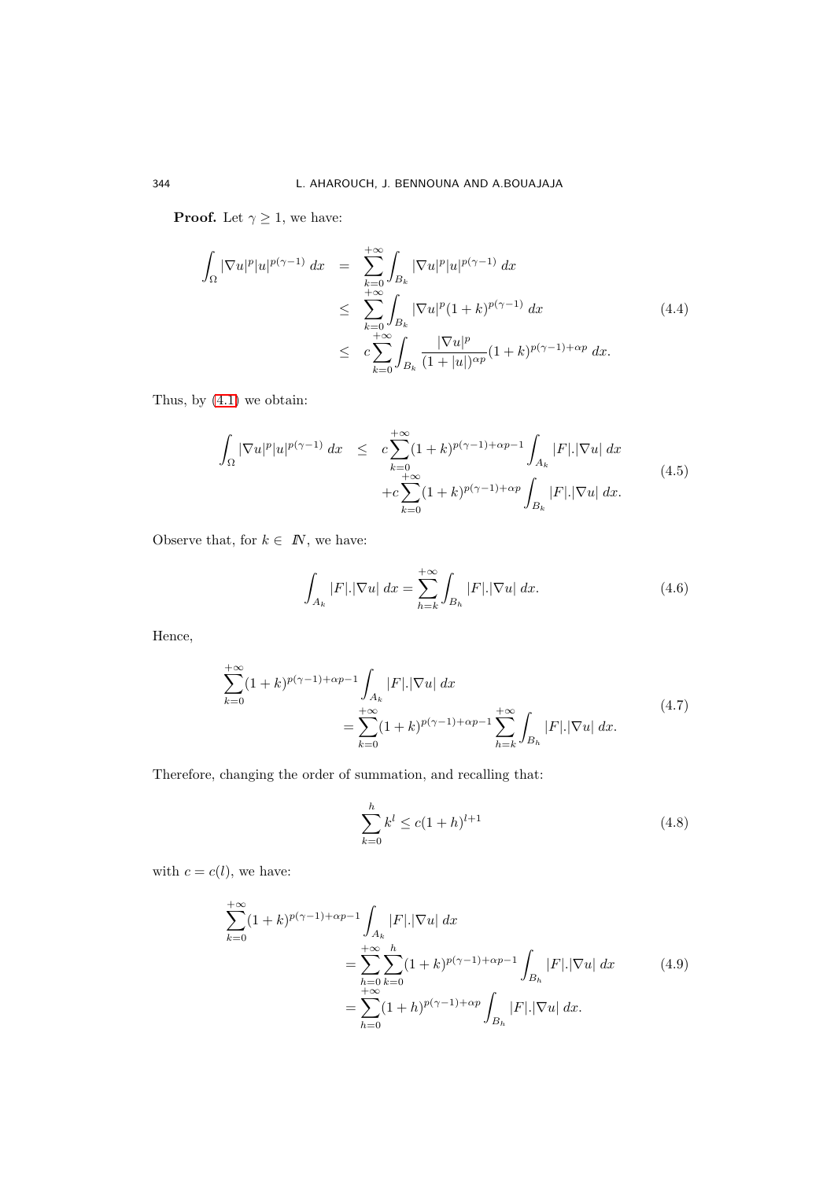**Proof.** Let $\gamma \geq 1$, we have:

$$\begin{aligned}
\int_\Omega |\nabla u|^p |u|^{p(\gamma-1)} \, dx &= \sum_{k=0}^{+\infty} \int_{B_k} |\nabla u|^p |u|^{p(\gamma-1)} \, dx \\
&\leq \sum_{k=0}^{+\infty} \int_{B_k} |\nabla u|^p (1+k)^{p(\gamma-1)} \, dx \\
&\leq c \sum_{k=0}^{+\infty} \int_{B_k} \frac{|\nabla u|^p}{(1+|u|)^{\alpha p}} (1+k)^{p(\gamma-1)+\alpha p} \, dx.
\end{aligned} \tag{4.4}$$

Thus, by (4.1) we obtain:

$$\begin{aligned}
\int_\Omega |\nabla u|^p |u|^{p(\gamma-1)} \, dx \quad \leq \quad & c \sum_{k=0}^{+\infty} (1+k)^{p(\gamma-1)+\alpha p - 1} \int_{A_k} |F|.|\nabla u| \, dx \\
& + c \sum_{k=0}^{+\infty} (1+k)^{p(\gamma-1)+\alpha p} \int_{B_k} |F|.|\nabla u| \, dx.
\end{aligned} \tag{4.5}$$

Observe that, for $k \in I\!N$, we have:

$$\int_{A_k} |F|.|\nabla u| \, dx = \sum_{h=k}^{+\infty} \int_{B_h} |F|.|\nabla u| \, dx. \tag{4.6}$$

Hence,

$$\begin{aligned}
&\sum_{k=0}^{+\infty} (1+k)^{p(\gamma-1)+\alpha p - 1} \int_{A_k} |F|.|\nabla u| \, dx \\
&\qquad = \sum_{k=0}^{+\infty} (1+k)^{p(\gamma-1)+\alpha p - 1} \sum_{h=k}^{+\infty} \int_{B_h} |F|.|\nabla u| \, dx.
\end{aligned} \tag{4.7}$$

Therefore, changing the order of summation, and recalling that:

$$\sum_{k=0}^{h} k^l \leq c(1+h)^{l+1} \tag{4.8}$$

with $c = c(l)$, we have:

$$\begin{aligned}
&\sum_{k=0}^{+\infty} (1+k)^{p(\gamma-1)+\alpha p - 1} \int_{A_k} |F|.|\nabla u| \, dx \\
&\qquad = \sum_{h=0}^{+\infty} \sum_{k=0}^{h} (1+k)^{p(\gamma-1)+\alpha p - 1} \int_{B_h} |F|.|\nabla u| \, dx \\
&\qquad = \sum_{h=0}^{+\infty} (1+h)^{p(\gamma-1)+\alpha p} \int_{B_h} |F|.|\nabla u| \, dx.
\end{aligned} \tag{4.9}$$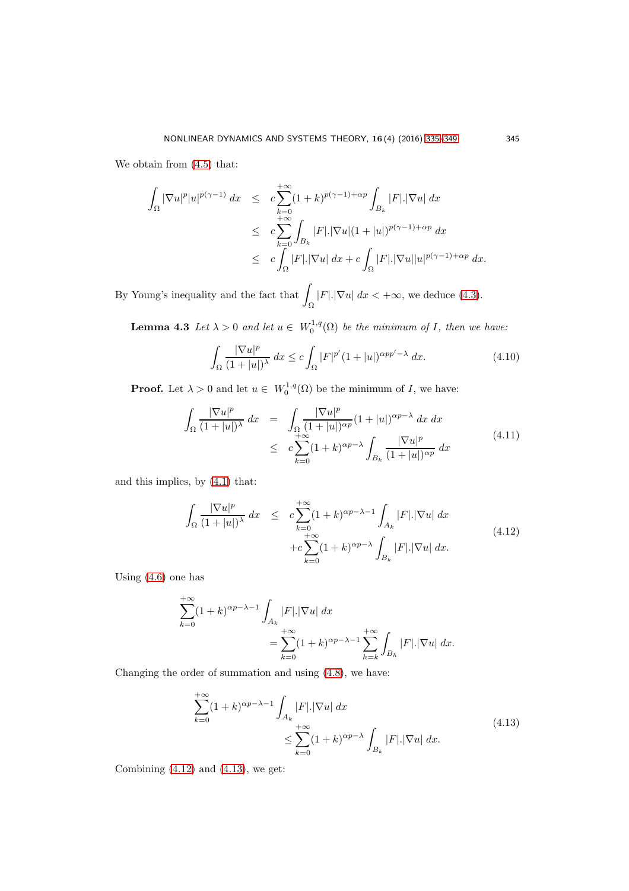We obtain from (4.5) that:

$$
\begin{aligned}
\int_\Omega |\nabla u|^p |u|^{p(\gamma-1)}\,dx &\leq c\sum_{k=0}^{+\infty}(1+k)^{p(\gamma-1)+\alpha p}\int_{B_k}|F|.|\nabla u|\,dx \\
&\leq c\sum_{k=0}^{+\infty}\int_{B_k}|F|.|\nabla u|(1+|u|)^{p(\gamma-1)+\alpha p}\,dx \\
&\leq c\int_\Omega |F|.|\nabla u|\,dx + c\int_\Omega |F|.|\nabla u||u|^{p(\gamma-1)+\alpha p}\,dx.
\end{aligned}
$$

By Young's inequality and the fact that $\int_\Omega |F|.|\nabla u|\,dx < +\infty$, we deduce (4.3).

**Lemma 4.3** *Let $\lambda > 0$ and let $u \in W_0^{1,q}(\Omega)$ be the minimum of $I$, then we have:*

$$
\int_\Omega \frac{|\nabla u|^p}{(1+|u|)^\lambda}\,dx \leq c\int_\Omega |F|^{p'}(1+|u|)^{\alpha p p'-\lambda}\,dx. \tag{4.10}
$$

**Proof.** Let $\lambda > 0$ and let $u \in W_0^{1,q}(\Omega)$ be the minimum of $I$, we have:

$$
\begin{aligned}
\int_\Omega \frac{|\nabla u|^p}{(1+|u|)^\lambda}\,dx &= \int_\Omega \frac{|\nabla u|^p}{(1+|u|)^{\alpha p}}(1+|u|)^{\alpha p-\lambda}\,dx\,dx \\
&\leq c\sum_{k=0}^{+\infty}(1+k)^{\alpha p-\lambda}\int_{B_k}\frac{|\nabla u|^p}{(1+|u|)^{\alpha p}}\,dx
\end{aligned}
\tag{4.11}
$$

and this implies, by (4.1) that:

$$
\begin{aligned}
\int_\Omega \frac{|\nabla u|^p}{(1+|u|)^\lambda}\,dx &\leq c\sum_{k=0}^{+\infty}(1+k)^{\alpha p-\lambda-1}\int_{A_k}|F|.|\nabla u|\,dx \\
&\quad + c\sum_{k=0}^{+\infty}(1+k)^{\alpha p-\lambda}\int_{B_k}|F|.|\nabla u|\,dx.
\end{aligned}
\tag{4.12}
$$

Using (4.6) one has

$$
\begin{aligned}
&\sum_{k=0}^{+\infty}(1+k)^{\alpha p-\lambda-1}\int_{A_k}|F|.|\nabla u|\,dx \\
&\qquad = \sum_{k=0}^{+\infty}(1+k)^{\alpha p-\lambda-1}\sum_{h=k}^{+\infty}\int_{B_h}|F|.|\nabla u|\,dx.
\end{aligned}
$$

Changing the order of summation and using (4.8), we have:

$$
\begin{aligned}
&\sum_{k=0}^{+\infty}(1+k)^{\alpha p-\lambda-1}\int_{A_k}|F|.|\nabla u|\,dx \\
&\qquad \leq \sum_{k=0}^{+\infty}(1+k)^{\alpha p-\lambda}\int_{B_k}|F|.|\nabla u|\,dx.
\end{aligned}
\tag{4.13}
$$

Combining (4.12) and (4.13), we get: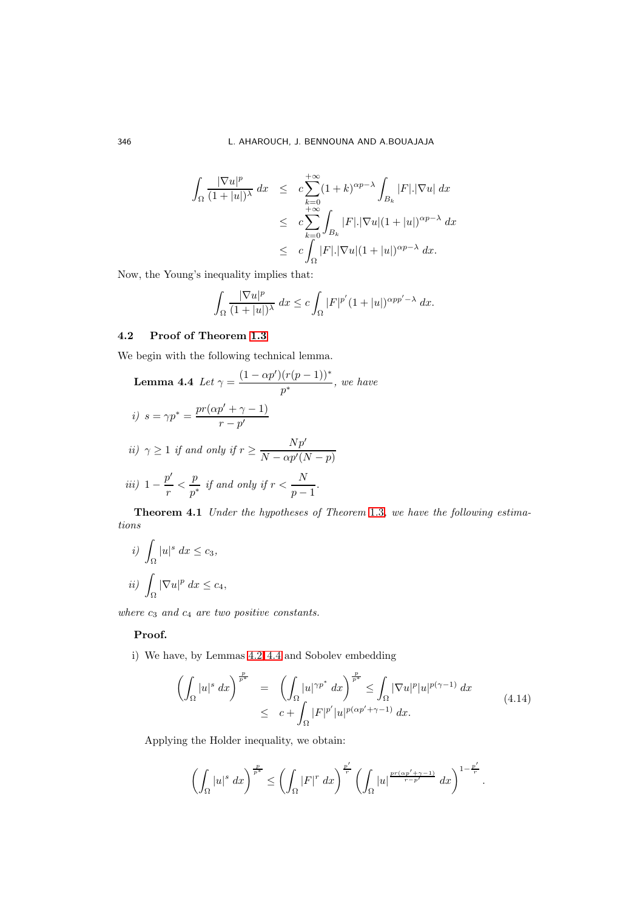$$
\begin{aligned}
\int_\Omega \frac{|\nabla u|^p}{(1+|u|)^\lambda}\,dx &\le c\sum_{k=0}^{+\infty}(1+k)^{\alpha p-\lambda}\int_{B_k}|F|.|\nabla u|\,dx\\
&\le c\sum_{k=0}^{+\infty}\int_{B_k}|F|.|\nabla u|(1+|u|)^{\alpha p-\lambda}\,dx\\
&\le c\int_\Omega |F|.|\nabla u|(1+|u|)^{\alpha p-\lambda}\,dx.
\end{aligned}
$$

Now, the Young's inequality implies that:

$$
\int_\Omega \frac{|\nabla u|^p}{(1+|u|)^\lambda}\,dx \le c\int_\Omega |F|^{p'}(1+|u|)^{\alpha p p'-\lambda}\,dx.
$$

### 4.2 Proof of Theorem 1.3

We begin with the following technical lemma.

**Lemma 4.4** *Let* $\gamma = \dfrac{(1-\alpha p')(r(p-1))^*}{p^*}$*, we have*

*i)* $s = \gamma p^* = \dfrac{pr(\alpha p' + \gamma - 1)}{r - p'}$

*ii)* $\gamma \ge 1$ *if and only if* $r \ge \dfrac{Np'}{N - \alpha p'(N-p)}$

*iii)* $1 - \dfrac{p'}{r} < \dfrac{p}{p^*}$ *if and only if* $r < \dfrac{N}{p-1}$.

**Theorem 4.1** *Under the hypotheses of Theorem 1.3, we have the following estimations*

*i)* $\displaystyle\int_\Omega |u|^s\,dx \le c_3,$

*ii)* $\displaystyle\int_\Omega |\nabla u|^p\,dx \le c_4,$

*where* $c_3$ *and* $c_4$ *are two positive constants.*

**Proof.**

i) We have, by Lemmas 4.2, 4.4 and Sobolev embedding

$$
\begin{aligned}
\left(\int_\Omega |u|^s\,dx\right)^{\frac{p}{p^*}} &= \left(\int_\Omega |u|^{\gamma p^*}\,dx\right)^{\frac{p}{p^*}} \le \int_\Omega |\nabla u|^p |u|^{p(\gamma-1)}\,dx\\
&\le c + \int_\Omega |F|^{p'}|u|^{p(\alpha p'+\gamma-1)}\,dx.
\end{aligned}
\tag{4.14}
$$

Applying the Holder inequality, we obtain:

$$
\left(\int_\Omega |u|^s\,dx\right)^{\frac{p}{p^*}} \le \left(\int_\Omega |F|^r\,dx\right)^{\frac{p'}{r}}\left(\int_\Omega |u|^{\frac{pr(\alpha p'+\gamma-1)}{r-p'}}\,dx\right)^{1-\frac{p'}{r}}.
$$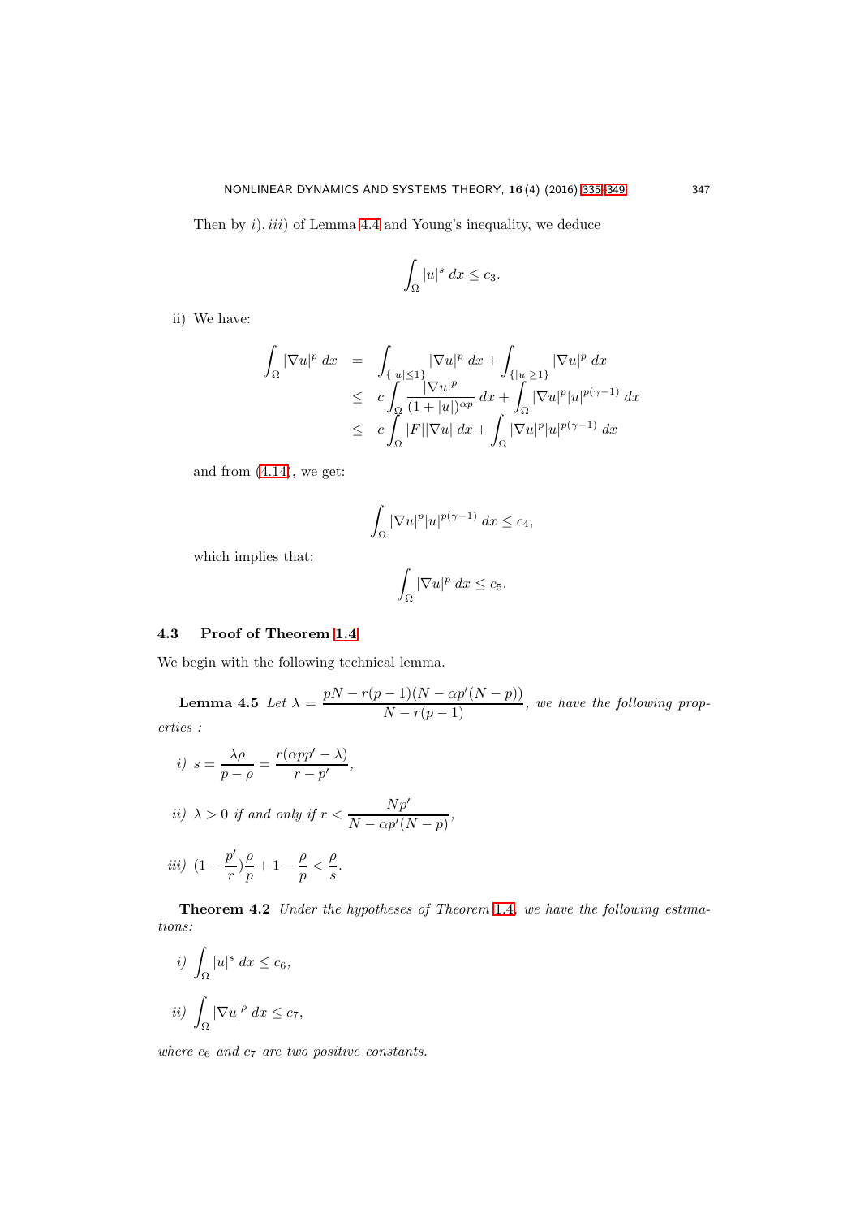Then by $i), iii)$ of Lemma 4.4 and Young's inequality, we deduce

$$\int_\Omega |u|^s \, dx \le c_3.$$

ii) We have:

$$\begin{aligned}
\int_\Omega |\nabla u|^p \, dx &= \int_{\{|u|\le 1\}} |\nabla u|^p \, dx + \int_{\{|u|\ge 1\}} |\nabla u|^p \, dx \\
&\le c \int_\Omega \frac{|\nabla u|^p}{(1+|u|)^{\alpha p}} \, dx + \int_\Omega |\nabla u|^p |u|^{p(\gamma-1)} \, dx \\
&\le c \int_\Omega |F||\nabla u| \, dx + \int_\Omega |\nabla u|^p |u|^{p(\gamma-1)} \, dx
\end{aligned}$$

and from (4.14), we get:

$$\int_\Omega |\nabla u|^p |u|^{p(\gamma-1)} \, dx \le c_4,$$

which implies that:

$$\int_\Omega |\nabla u|^p \, dx \le c_5.$$

### 4.3 Proof of Theorem 1.4

We begin with the following technical lemma.

**Lemma 4.5** *Let* $\lambda = \dfrac{pN - r(p-1)(N - \alpha p'(N-p))}{N - r(p-1)}$*, we have the following properties :*

*i)* $s = \dfrac{\lambda \rho}{p - \rho} = \dfrac{r(\alpha p p' - \lambda)}{r - p'}$,

*ii)* $\lambda > 0$ *if and only if* $r < \dfrac{Np'}{N - \alpha p'(N-p)}$,

*iii)* $(1 - \dfrac{p'}{r})\dfrac{\rho}{p} + 1 - \dfrac{\rho}{p} < \dfrac{\rho}{s}$.

**Theorem 4.2** *Under the hypotheses of Theorem 1.4, we have the following estimations:*

*i)* $\displaystyle\int_\Omega |u|^s \, dx \le c_6$,

*ii)* $\displaystyle\int_\Omega |\nabla u|^\rho \, dx \le c_7$,

*where* $c_6$ *and* $c_7$ *are two positive constants.*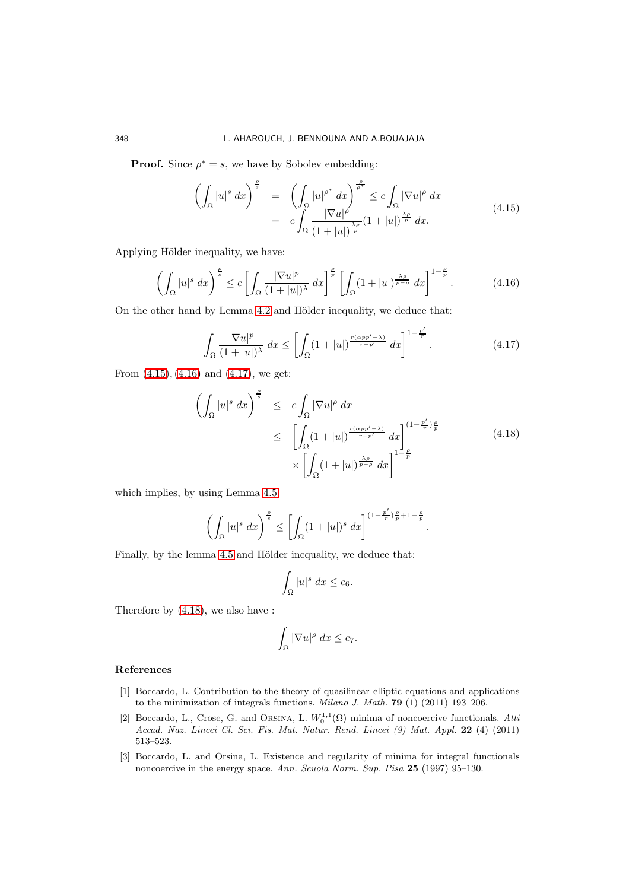**Proof.** Since $\rho^* = s$, we have by Sobolev embedding:

$$
\begin{aligned}
\left(\int_\Omega |u|^s \, dx\right)^{\frac{\rho}{s}} &= \left(\int_\Omega |u|^{\rho^*} \, dx\right)^{\frac{\rho}{\rho^*}} \leq c \int_\Omega |\nabla u|^\rho \, dx \\
&= c \int_\Omega \frac{|\nabla u|^\rho}{(1+|u|)^{\frac{\lambda\rho}{p}}} (1+|u|)^{\frac{\lambda\rho}{p}} \, dx.
\end{aligned} \tag{4.15}
$$

Applying Hölder inequality, we have:

$$
\left(\int_\Omega |u|^s \, dx\right)^{\frac{\rho}{s}} \leq c \left[\int_\Omega \frac{|\nabla u|^p}{(1+|u|)^\lambda} \, dx\right]^{\frac{\rho}{p}} \left[\int_\Omega (1+|u|)^{\frac{\lambda\rho}{p-\rho}} \, dx\right]^{1-\frac{\rho}{p}}. \tag{4.16}
$$

On the other hand by Lemma 4.2 and Hölder inequality, we deduce that:

$$
\int_\Omega \frac{|\nabla u|^p}{(1+|u|)^\lambda} \, dx \leq \left[\int_\Omega (1+|u|)^{\frac{r(\alpha p p' - \lambda)}{r-p'}} \, dx\right]^{1-\frac{p'}{r}}. \tag{4.17}
$$

From (4.15), (4.16) and (4.17), we get:

$$
\begin{aligned}
\left(\int_\Omega |u|^s \, dx\right)^{\frac{\rho}{s}} &\leq c \int_\Omega |\nabla u|^\rho \, dx \\
&\leq \left[\int_\Omega (1+|u|)^{\frac{r(\alpha p p' - \lambda)}{r-p'}} \, dx\right]^{(1-\frac{p'}{r})\frac{\rho}{p}} \\
&\quad \times \left[\int_\Omega (1+|u|)^{\frac{\lambda\rho}{p-\rho}} \, dx\right]^{1-\frac{\rho}{p}}
\end{aligned} \tag{4.18}
$$

which implies, by using Lemma 4.5

$$
\left(\int_\Omega |u|^s \, dx\right)^{\frac{\rho}{s}} \leq \left[\int_\Omega (1+|u|)^s \, dx\right]^{(1-\frac{p'}{r})\frac{\rho}{p}+1-\frac{\rho}{p}}.
$$

Finally, by the lemma 4.5 and Hölder inequality, we deduce that:

$$
\int_\Omega |u|^s \, dx \leq c_6.
$$

Therefore by (4.18), we also have :

$$
\int_\Omega |\nabla u|^\rho \, dx \leq c_7.
$$

## References

[1] Boccardo, L. Contribution to the theory of quasilinear elliptic equations and applications to the minimization of integrals functions. *Milano J. Math.* **79** (1) (2011) 193–206.

[2] Boccardo, L., Crose, G. and Orsina, L. $W_0^{1,1}(\Omega)$ minima of noncoercive functionals. *Atti Accad. Naz. Lincei Cl. Sci. Fis. Mat. Natur. Rend. Lincei (9) Mat. Appl.* **22** (4) (2011) 513–523.

[3] Boccardo, L. and Orsina, L. Existence and regularity of minima for integral functionals noncoercive in the energy space. *Ann. Scuola Norm. Sup. Pisa* **25** (1997) 95–130.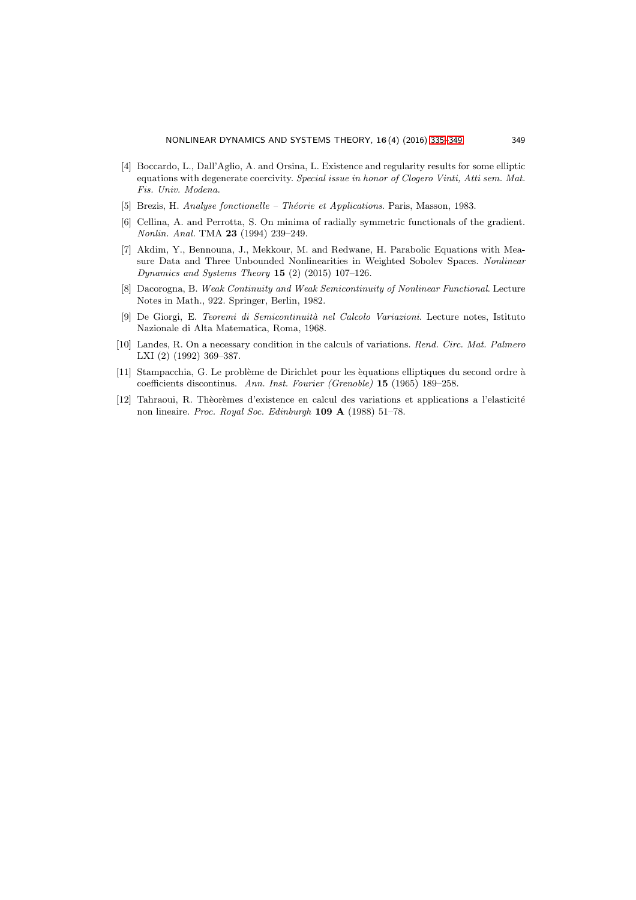[4] Boccardo, L., Dall'Aglio, A. and Orsina, L. Existence and regularity results for some elliptic equations with degenerate coercivity. *Special issue in honor of Clogero Vinti, Atti sem. Mat. Fis. Univ. Modena.*

[5] Brezis, H. *Analyse fonctionelle – Théorie et Applications.* Paris, Masson, 1983.

[6] Cellina, A. and Perrotta, S. On minima of radially symmetric functionals of the gradient. *Nonlin. Anal.* TMA **23** (1994) 239–249.

[7] Akdim, Y., Bennouna, J., Mekkour, M. and Redwane, H. Parabolic Equations with Measure Data and Three Unbounded Nonlinearities in Weighted Sobolev Spaces. *Nonlinear Dynamics and Systems Theory* **15** (2) (2015) 107–126.

[8] Dacorogna, B. *Weak Continuity and Weak Semicontinuity of Nonlinear Functional*. Lecture Notes in Math., 922. Springer, Berlin, 1982.

[9] De Giorgi, E. *Teoremi di Semicontinuità nel Calcolo Variazioni.* Lecture notes, Istituto Nazionale di Alta Matematica, Roma, 1968.

[10] Landes, R. On a necessary condition in the calculs of variations. *Rend. Circ. Mat. Palmero* LXI (2) (1992) 369–387.

[11] Stampacchia, G. Le problème de Dirichlet pour les èquations elliptiques du second ordre à coefficients discontinus. *Ann. Inst. Fourier (Grenoble)* **15** (1965) 189–258.

[12] Tahraoui, R. Thèorèmes d'existence en calcul des variations et applications a l'elasticité non lineaire. *Proc. Royal Soc. Edinburgh* **109 A** (1988) 51–78.